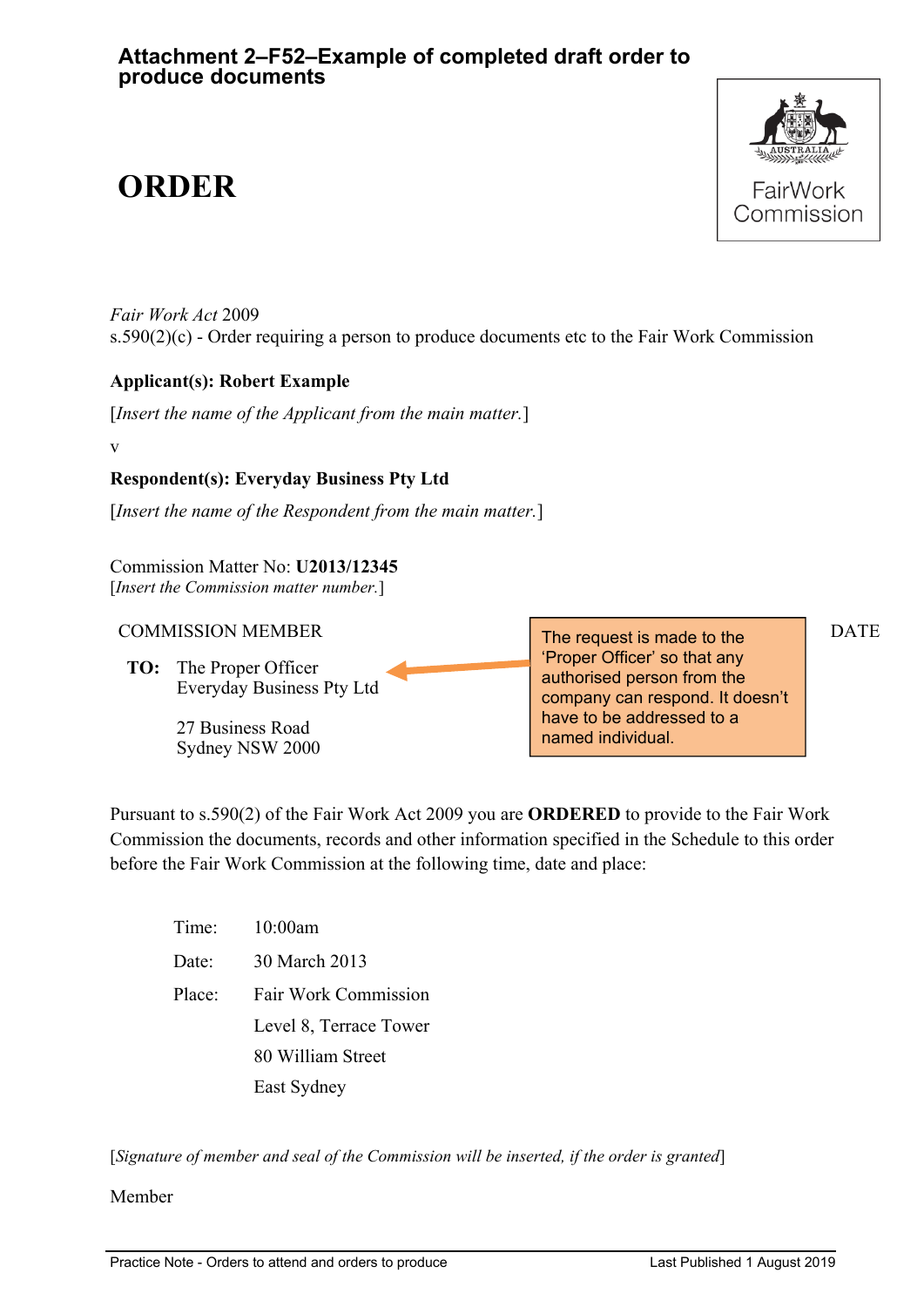# Attachment 2–F52–Example of completed draft order to produce documents

# ORDER

FairWork Commission

*Fair Work Act* 2009
s.590(2)(c) - Order requiring a person to produce documents etc to the Fair Work Commission

**Applicant(s): Robert Example**

[*Insert the name of the Applicant from the main matter.*]

v

**Respondent(s): Everyday Business Pty Ltd**

[*Insert the name of the Respondent from the main matter.*]

Commission Matter No: **U2013/12345**
[*Insert the Commission matter number.*]

COMMISSION MEMBER

DATE

**TO:** The Proper Officer
Everyday Business Pty Ltd

27 Business Road
Sydney NSW 2000

The request is made to the 'Proper Officer' so that any authorised person from the company can respond. It doesn't have to be addressed to a named individual.

Pursuant to s.590(2) of the Fair Work Act 2009 you are **ORDERED** to provide to the Fair Work Commission the documents, records and other information specified in the Schedule to this order before the Fair Work Commission at the following time, date and place:

Time: 10:00am

Date: 30 March 2013

Place: Fair Work Commission
Level 8, Terrace Tower
80 William Street
East Sydney

[*Signature of member and seal of the Commission will be inserted, if the order is granted*]

Member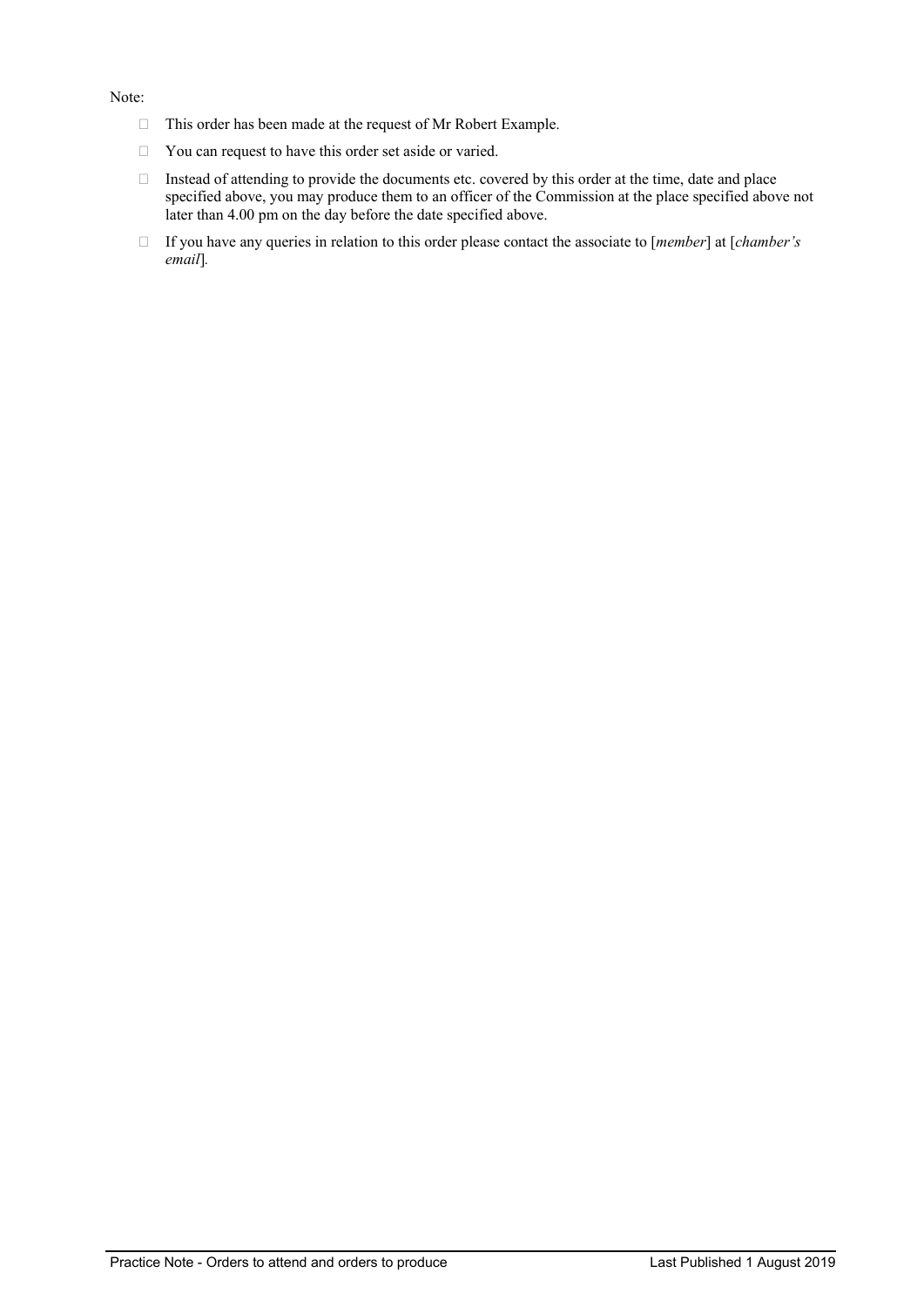Note:

- This order has been made at the request of Mr Robert Example.
- You can request to have this order set aside or varied.
- Instead of attending to provide the documents etc. covered by this order at the time, date and place specified above, you may produce them to an officer of the Commission at the place specified above not later than 4.00 pm on the day before the date specified above.
- If you have any queries in relation to this order please contact the associate to [*member*] at [*chamber's email*].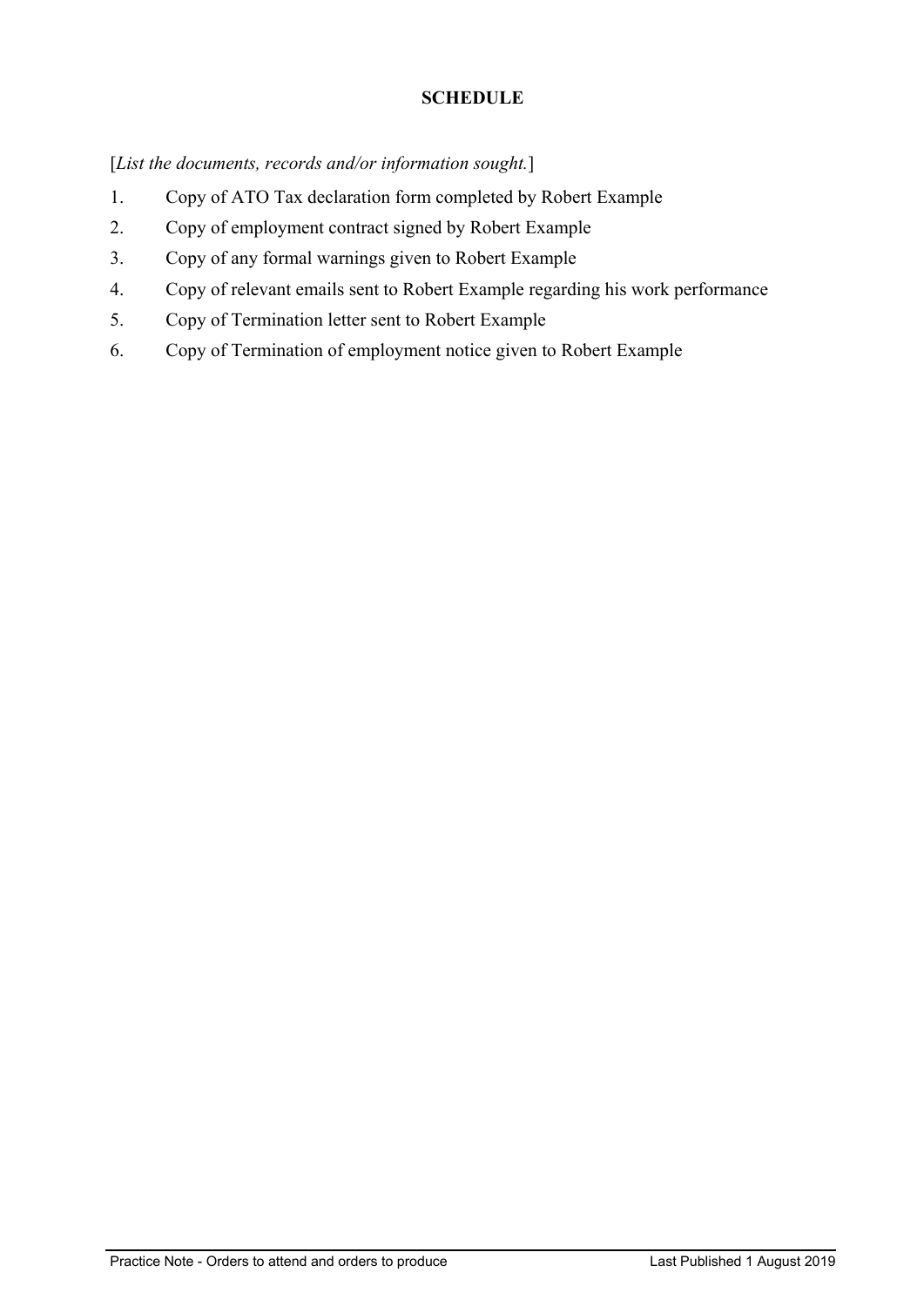**SCHEDULE**

[*List the documents, records and/or information sought.*]

1. Copy of ATO Tax declaration form completed by Robert Example
2. Copy of employment contract signed by Robert Example
3. Copy of any formal warnings given to Robert Example
4. Copy of relevant emails sent to Robert Example regarding his work performance
5. Copy of Termination letter sent to Robert Example
6. Copy of Termination of employment notice given to Robert Example